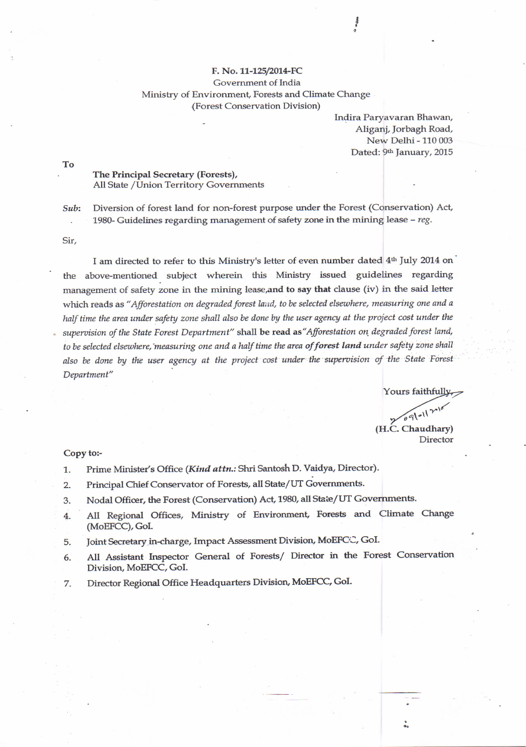**F. No. 11-125/2014-FC**
Government of India
Ministry of Environment, Forests and Climate Change
(Forest Conservation Division)

Indira Paryavaran Bhawan,
Aliganj, Jorbagh Road,
New Delhi - 110 003
Dated: 9th January, 2015

To

**The Principal Secretary (Forests),**
All State / Union Territory Governments

*Sub:* Diversion of forest land for non-forest purpose under the Forest (Conservation) Act, 1980- Guidelines regarding management of safety zone in the mining lease – *reg.*

Sir,

I am directed to refer to this Ministry's letter of even number dated 4th July 2014 on the above-mentioned subject wherein this Ministry issued guidelines regarding management of safety zone in the mining lease,**and to say that** clause (iv) in the said letter which reads as "*Afforestation on degraded forest land, to be selected elsewhere, measuring one and a half time the area under safety zone shall also be done by the user agency at the project cost under the supervision of the State Forest Department*" **shall be read as**"*Afforestation on degraded forest land, to be selected elsewhere, measuring one and a half time the area **of forest land** under safety zone shall also be done by the user agency at the project cost under the supervision of the State Forest Department*"

Yours faithfully,

09-01-2015

(H.C. Chaudhary)
Director

Copy to:-

1. Prime Minister's Office (*Kind attn.:* Shri Santosh D. Vaidya, Director).
2. Principal Chief Conservator of Forests, all State/UT Governments.
3. Nodal Officer, the Forest (Conservation) Act, 1980, all State/UT Governments.
4. All Regional Offices, Ministry of Environment, Forests and Climate Change (MoEFCC), GoI.
5. Joint Secretary in-charge, Impact Assessment Division, MoEFCC, GoI.
6. All Assistant Inspector General of Forests/ Director in the Forest Conservation Division, MoEFCC, GoI.
7. Director Regional Office Headquarters Division, MoEFCC, GoI.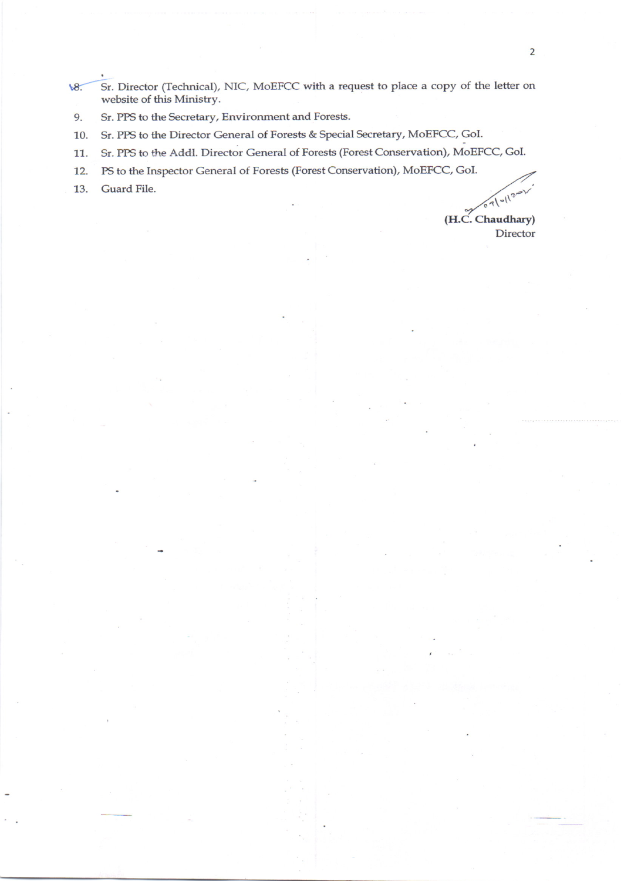8. Sr. Director (Technical), NIC, MoEFCC with a request to place a copy of the letter on website of this Ministry.
9. Sr. PPS to the Secretary, Environment and Forests.
10. Sr. PPS to the Director General of Forests & Special Secretary, MoEFCC, GoI.
11. Sr. PPS to the Addl. Director General of Forests (Forest Conservation), MoEFCC, GoI.
12. PS to the Inspector General of Forests (Forest Conservation), MoEFCC, GoI.
13. Guard File.

07/01/2021

**(H.C. Chaudhary)**
Director